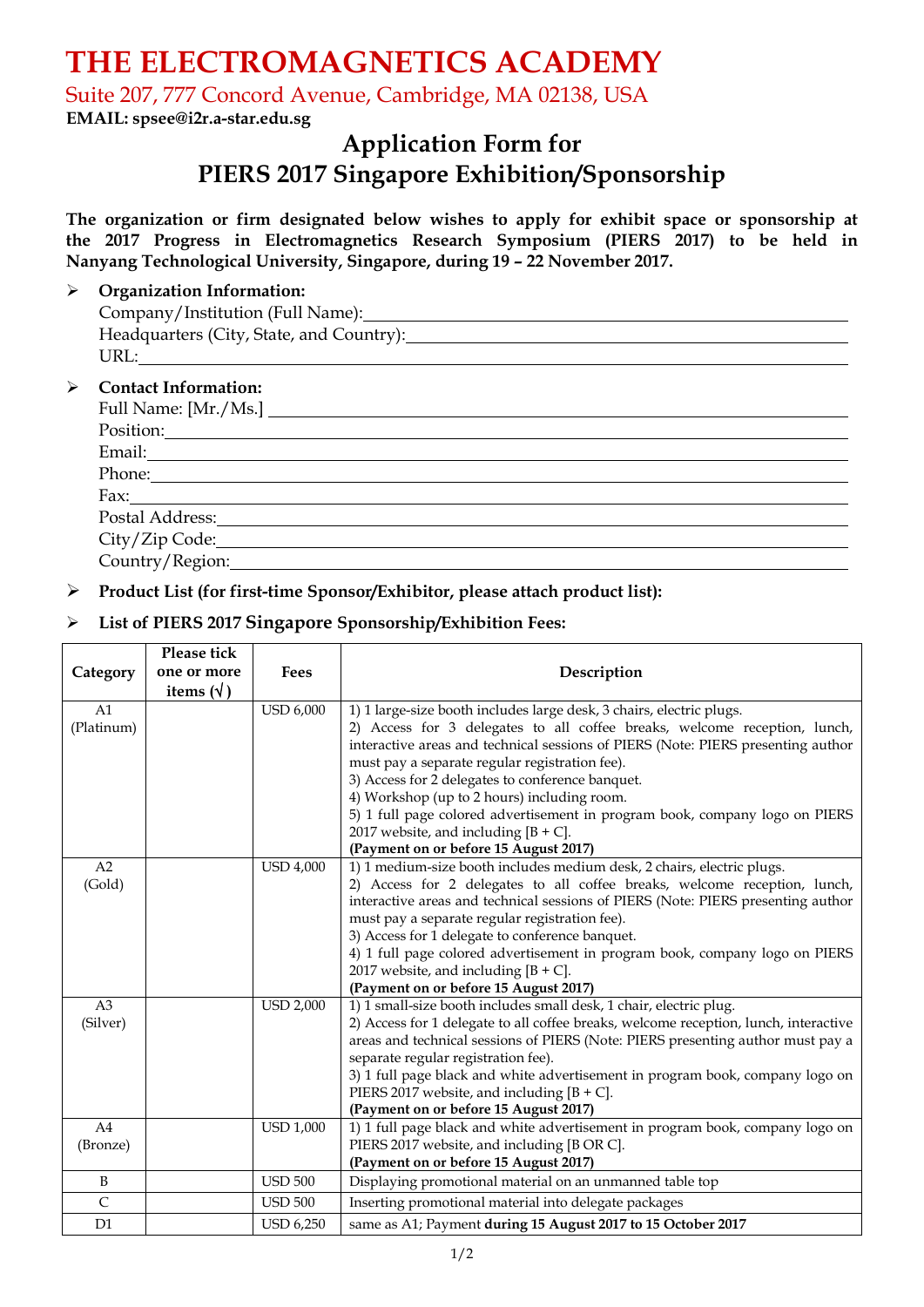# THE ELECTROMAGNETICS ACADEMY

Suite 207, 777 Concord Avenue, Cambridge, MA 02138, USA

**EMAIL: spsee@i2r.a-star.edu.sg**

## Application Form for PIERS 2017 Singapore Exhibition/Sponsorship

**The organization or firm designated below wishes to apply for exhibit space or sponsorship at the 2017 Progress in Electromagnetics Research Symposium (PIERS 2017) to be held in Nanyang Technological University, Singapore, during 19 – 22 November 2017.**

- **Organization Information:**
  Company/Institution (Full Name): \_\_\_\_\_\_\_\_\_\_\_\_\_\_\_\_
  Headquarters (City, State, and Country): \_\_\_\_\_\_\_\_\_\_\_\_\_\_\_\_
  URL: \_\_\_\_\_\_\_\_\_\_\_\_\_\_\_\_

- **Contact Information:**
  Full Name: [Mr./Ms.] \_\_\_\_\_\_\_\_\_\_\_\_\_\_\_\_
  Position: \_\_\_\_\_\_\_\_\_\_\_\_\_\_\_\_
  Email: \_\_\_\_\_\_\_\_\_\_\_\_\_\_\_\_
  Phone: \_\_\_\_\_\_\_\_\_\_\_\_\_\_\_\_
  Fax: \_\_\_\_\_\_\_\_\_\_\_\_\_\_\_\_
  Postal Address: \_\_\_\_\_\_\_\_\_\_\_\_\_\_\_\_
  City/Zip Code: \_\_\_\_\_\_\_\_\_\_\_\_\_\_\_\_
  Country/Region: \_\_\_\_\_\_\_\_\_\_\_\_\_\_\_\_

- **Product List (for first-time Sponsor/Exhibitor, please attach product list):**

- **List of PIERS 2017 Singapore Sponsorship/Exhibition Fees:**

| Category | Please tick one or more items (√) | Fees | Description |
|---|---|---|---|
| A1 (Platinum) | | USD 6,000 | 1) 1 large-size booth includes large desk, 3 chairs, electric plugs.<br>2) Access for 3 delegates to all coffee breaks, welcome reception, lunch, interactive areas and technical sessions of PIERS (Note: PIERS presenting author must pay a separate regular registration fee).<br>3) Access for 2 delegates to conference banquet.<br>4) Workshop (up to 2 hours) including room.<br>5) 1 full page colored advertisement in program book, company logo on PIERS 2017 website, and including [B + C].<br>**(Payment on or before 15 August 2017)** |
| A2 (Gold) | | USD 4,000 | 1) 1 medium-size booth includes medium desk, 2 chairs, electric plugs.<br>2) Access for 2 delegates to all coffee breaks, welcome reception, lunch, interactive areas and technical sessions of PIERS (Note: PIERS presenting author must pay a separate regular registration fee).<br>3) Access for 1 delegate to conference banquet.<br>4) 1 full page colored advertisement in program book, company logo on PIERS 2017 website, and including [B + C].<br>**(Payment on or before 15 August 2017)** |
| A3 (Silver) | | USD 2,000 | 1) 1 small-size booth includes small desk, 1 chair, electric plug.<br>2) Access for 1 delegate to all coffee breaks, welcome reception, lunch, interactive areas and technical sessions of PIERS (Note: PIERS presenting author must pay a separate regular registration fee).<br>3) 1 full page black and white advertisement in program book, company logo on PIERS 2017 website, and including [B + C].<br>**(Payment on or before 15 August 2017)** |
| A4 (Bronze) | | USD 1,000 | 1) 1 full page black and white advertisement in program book, company logo on PIERS 2017 website, and including [B OR C].<br>**(Payment on or before 15 August 2017)** |
| B | | USD 500 | Displaying promotional material on an unmanned table top |
| C | | USD 500 | Inserting promotional material into delegate packages |
| D1 | | USD 6,250 | same as A1; Payment **during 15 August 2017 to 15 October 2017** |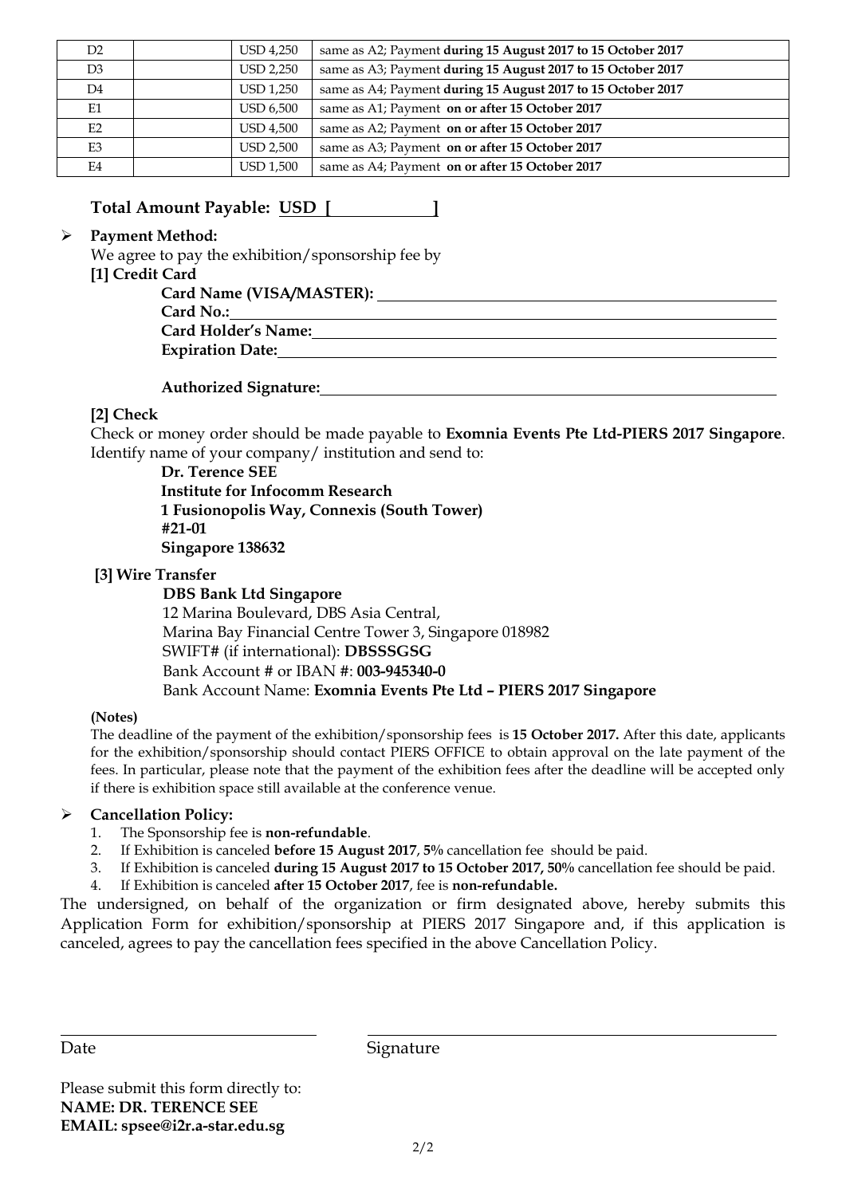| | | | |
|---|---|---|---|
| D2 | | USD 4,250 | same as A2; Payment **during 15 August 2017 to 15 October 2017** |
| D3 | | USD 2,250 | same as A3; Payment **during 15 August 2017 to 15 October 2017** |
| D4 | | USD 1,250 | same as A4; Payment **during 15 August 2017 to 15 October 2017** |
| E1 | | USD 6,500 | same as A1; Payment **on or after 15 October 2017** |
| E2 | | USD 4,500 | same as A2; Payment **on or after 15 October 2017** |
| E3 | | USD 2,500 | same as A3; Payment **on or after 15 October 2017** |
| E4 | | USD 1,500 | same as A4; Payment **on or after 15 October 2017** |

**Total Amount Payable: USD [ ]**

- **Payment Method:**

We agree to pay the exhibition/sponsorship fee by

**[1] Credit Card**

**Card Name (VISA/MASTER):** \_\_\_\_\_\_\_\_\_\_\_\_\_\_\_\_

**Card No.:** \_\_\_\_\_\_\_\_\_\_\_\_\_\_\_\_

**Card Holder's Name:** \_\_\_\_\_\_\_\_\_\_\_\_\_\_\_\_

**Expiration Date:** \_\_\_\_\_\_\_\_\_\_\_\_\_\_\_\_

**Authorized Signature:** \_\_\_\_\_\_\_\_\_\_\_\_\_\_\_\_

**[2] Check**

Check or money order should be made payable to **Exomnia Events Pte Ltd-PIERS 2017 Singapore**. Identify name of your company/ institution and send to:

**Dr. Terence SEE**
**Institute for Infocomm Research**
**1 Fusionopolis Way, Connexis (South Tower)**
**#21-01**
**Singapore 138632**

**[3] Wire Transfer**

**DBS Bank Ltd Singapore**
12 Marina Boulevard, DBS Asia Central,
Marina Bay Financial Centre Tower 3, Singapore 018982
SWIFT# (if international): **DBSSSGSG**
Bank Account # or IBAN #: **003-945340-0**
Bank Account Name: **Exomnia Events Pte Ltd – PIERS 2017 Singapore**

**(Notes)**

The deadline of the payment of the exhibition/sponsorship fees is **15 October 2017.** After this date, applicants for the exhibition/sponsorship should contact PIERS OFFICE to obtain approval on the late payment of the fees. In particular, please note that the payment of the exhibition fees after the deadline will be accepted only if there is exhibition space still available at the conference venue.

- **Cancellation Policy:**

1. The Sponsorship fee is **non-refundable**.
2. If Exhibition is canceled **before 15 August 2017**, **5%** cancellation fee should be paid.
3. If Exhibition is canceled **during 15 August 2017 to 15 October 2017, 50%** cancellation fee should be paid.
4. If Exhibition is canceled **after 15 October 2017**, fee is **non-refundable.**

The undersigned, on behalf of the organization or firm designated above, hereby submits this Application Form for exhibition/sponsorship at PIERS 2017 Singapore and, if this application is canceled, agrees to pay the cancellation fees specified in the above Cancellation Policy.

\_\_\_\_\_\_\_\_\_\_\_\_\_\_\_\_ \_\_\_\_\_\_\_\_\_\_\_\_\_\_\_\_

Date Signature

Please submit this form directly to:
**NAME: DR. TERENCE SEE**
**EMAIL: spsee@i2r.a-star.edu.sg**